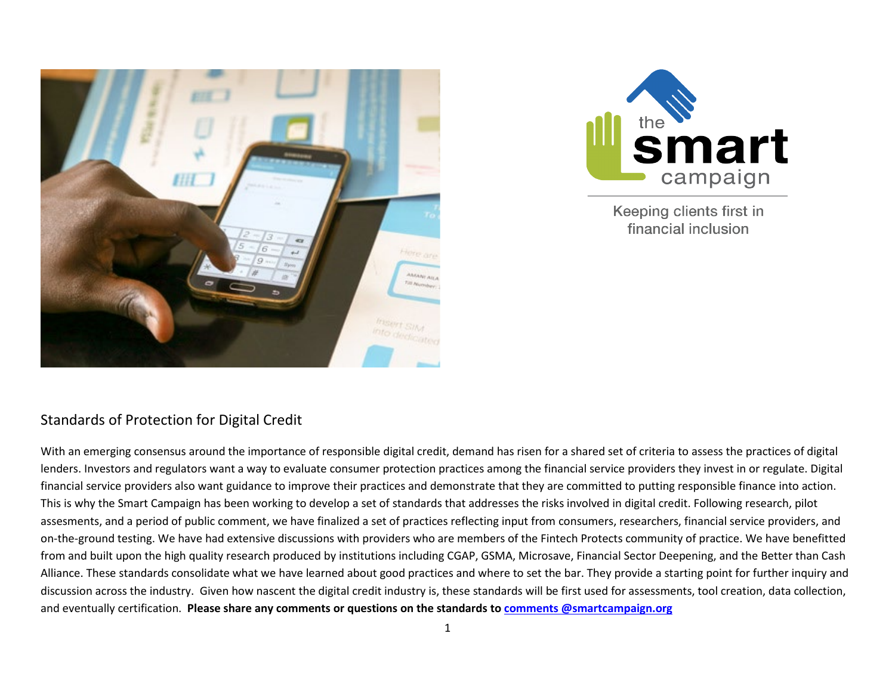the smart campaign

Keeping clients first in financial inclusion

## Standards of Protection for Digital Credit

With an emerging consensus around the importance of responsible digital credit, demand has risen for a shared set of criteria to assess the practices of digital lenders. Investors and regulators want a way to evaluate consumer protection practices among the financial service providers they invest in or regulate. Digital financial service providers also want guidance to improve their practices and demonstrate that they are committed to putting responsible finance into action. This is why the Smart Campaign has been working to develop a set of standards that addresses the risks involved in digital credit. Following research, pilot assesments, and a period of public comment, we have finalized a set of practices reflecting input from consumers, researchers, financial service providers, and on-the-ground testing. We have had extensive discussions with providers who are members of the Fintech Protects community of practice. We have benefitted from and built upon the high quality research produced by institutions including CGAP, GSMA, Microsave, Financial Sector Deepening, and the Better than Cash Alliance. These standards consolidate what we have learned about good practices and where to set the bar. They provide a starting point for further inquiry and discussion across the industry. Given how nascent the digital credit industry is, these standards will be first used for assessments, tool creation, data collection, and eventually certification. **Please share any comments or questions on the standards to comments @smartcampaign.org**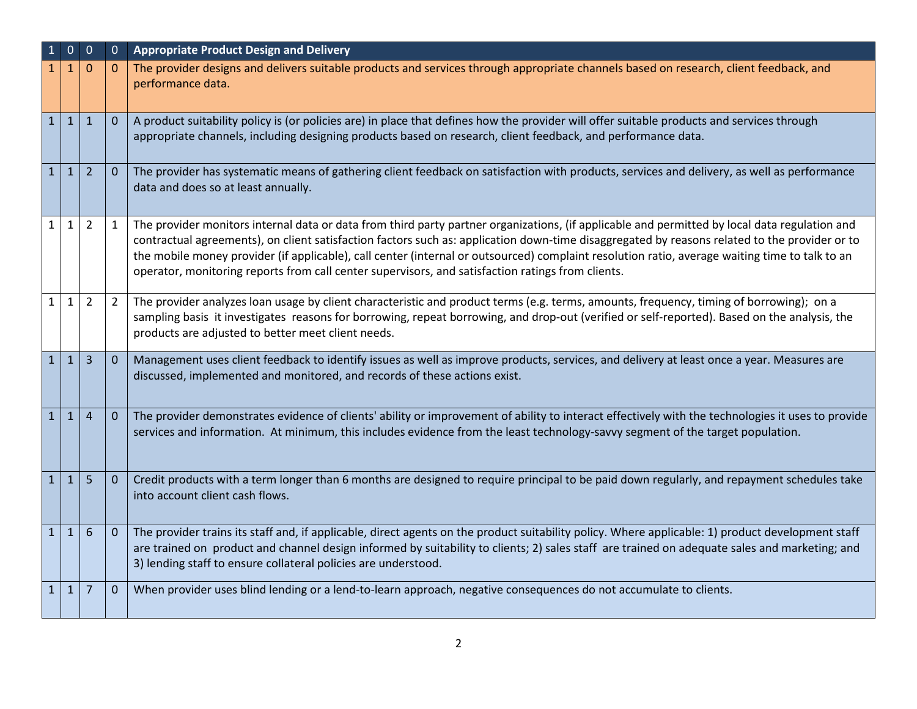| 1 | 0 | 0 | 0 | **Appropriate Product Design and Delivery** |
|---|---|---|---|---|
| 1 | 1 | 0 | 0 | The provider designs and delivers suitable products and services through appropriate channels based on research, client feedback, and performance data. |
| 1 | 1 | 1 | 0 | A product suitability policy is (or policies are) in place that defines how the provider will offer suitable products and services through appropriate channels, including designing products based on research, client feedback, and performance data. |
| 1 | 1 | 2 | 0 | The provider has systematic means of gathering client feedback on satisfaction with products, services and delivery, as well as performance data and does so at least annually. |
| 1 | 1 | 2 | 1 | The provider monitors internal data or data from third party partner organizations, (if applicable and permitted by local data regulation and contractual agreements), on client satisfaction factors such as: application down-time disaggregated by reasons related to the provider or to the mobile money provider (if applicable), call center (internal or outsourced) complaint resolution ratio, average waiting time to talk to an operator, monitoring reports from call center supervisors, and satisfaction ratings from clients. |
| 1 | 1 | 2 | 2 | The provider analyzes loan usage by client characteristic and product terms (e.g. terms, amounts, frequency, timing of borrowing); on a sampling basis it investigates reasons for borrowing, repeat borrowing, and drop-out (verified or self-reported). Based on the analysis, the products are adjusted to better meet client needs. |
| 1 | 1 | 3 | 0 | Management uses client feedback to identify issues as well as improve products, services, and delivery at least once a year. Measures are discussed, implemented and monitored, and records of these actions exist. |
| 1 | 1 | 4 | 0 | The provider demonstrates evidence of clients' ability or improvement of ability to interact effectively with the technologies it uses to provide services and information. At minimum, this includes evidence from the least technology-savvy segment of the target population. |
| 1 | 1 | 5 | 0 | Credit products with a term longer than 6 months are designed to require principal to be paid down regularly, and repayment schedules take into account client cash flows. |
| 1 | 1 | 6 | 0 | The provider trains its staff and, if applicable, direct agents on the product suitability policy. Where applicable: 1) product development staff are trained on product and channel design informed by suitability to clients; 2) sales staff are trained on adequate sales and marketing; and 3) lending staff to ensure collateral policies are understood. |
| 1 | 1 | 7 | 0 | When provider uses blind lending or a lend-to-learn approach, negative consequences do not accumulate to clients. |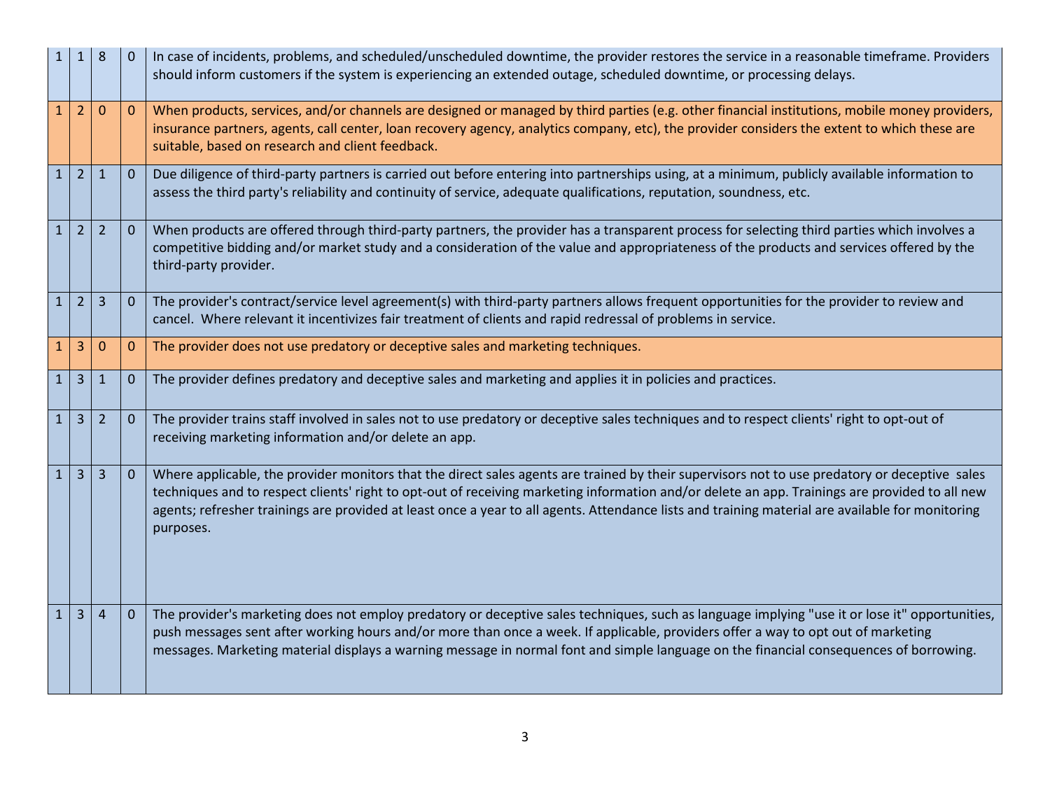| | | | | |
|---|---|---|---|---|
| 1 | 1 | 8 | 0 | In case of incidents, problems, and scheduled/unscheduled downtime, the provider restores the service in a reasonable timeframe. Providers should inform customers if the system is experiencing an extended outage, scheduled downtime, or processing delays. |
| 1 | 2 | 0 | 0 | When products, services, and/or channels are designed or managed by third parties (e.g. other financial institutions, mobile money providers, insurance partners, agents, call center, loan recovery agency, analytics company, etc), the provider considers the extent to which these are suitable, based on research and client feedback. |
| 1 | 2 | 1 | 0 | Due diligence of third-party partners is carried out before entering into partnerships using, at a minimum, publicly available information to assess the third party's reliability and continuity of service, adequate qualifications, reputation, soundness, etc. |
| 1 | 2 | 2 | 0 | When products are offered through third-party partners, the provider has a transparent process for selecting third parties which involves a competitive bidding and/or market study and a consideration of the value and appropriateness of the products and services offered by the third-party provider. |
| 1 | 2 | 3 | 0 | The provider's contract/service level agreement(s) with third-party partners allows frequent opportunities for the provider to review and cancel. Where relevant it incentivizes fair treatment of clients and rapid redressal of problems in service. |
| 1 | 3 | 0 | 0 | The provider does not use predatory or deceptive sales and marketing techniques. |
| 1 | 3 | 1 | 0 | The provider defines predatory and deceptive sales and marketing and applies it in policies and practices. |
| 1 | 3 | 2 | 0 | The provider trains staff involved in sales not to use predatory or deceptive sales techniques and to respect clients' right to opt-out of receiving marketing information and/or delete an app. |
| 1 | 3 | 3 | 0 | Where applicable, the provider monitors that the direct sales agents are trained by their supervisors not to use predatory or deceptive sales techniques and to respect clients' right to opt-out of receiving marketing information and/or delete an app. Trainings are provided to all new agents; refresher trainings are provided at least once a year to all agents. Attendance lists and training material are available for monitoring purposes. |
| 1 | 3 | 4 | 0 | The provider's marketing does not employ predatory or deceptive sales techniques, such as language implying "use it or lose it" opportunities, push messages sent after working hours and/or more than once a week. If applicable, providers offer a way to opt out of marketing messages. Marketing material displays a warning message in normal font and simple language on the financial consequences of borrowing. |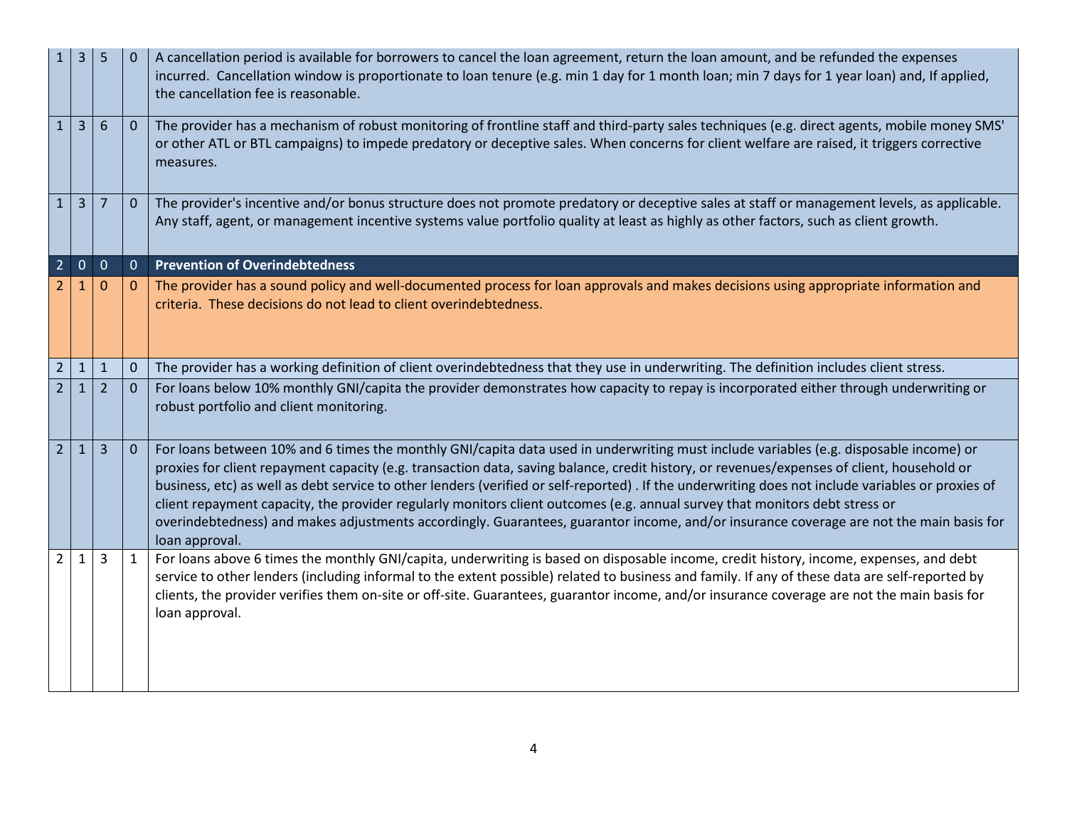| | | | | |
|---|---|---|---|---|
| 1 | 3 | 5 | 0 | A cancellation period is available for borrowers to cancel the loan agreement, return the loan amount, and be refunded the expenses incurred. Cancellation window is proportionate to loan tenure (e.g. min 1 day for 1 month loan; min 7 days for 1 year loan) and, If applied, the cancellation fee is reasonable. |
| 1 | 3 | 6 | 0 | The provider has a mechanism of robust monitoring of frontline staff and third-party sales techniques (e.g. direct agents, mobile money SMS' or other ATL or BTL campaigns) to impede predatory or deceptive sales. When concerns for client welfare are raised, it triggers corrective measures. |
| 1 | 3 | 7 | 0 | The provider's incentive and/or bonus structure does not promote predatory or deceptive sales at staff or management levels, as applicable. Any staff, agent, or management incentive systems value portfolio quality at least as highly as other factors, such as client growth. |
| 2 | 0 | 0 | 0 | **Prevention of Overindebtedness** |
| 2 | 1 | 0 | 0 | The provider has a sound policy and well-documented process for loan approvals and makes decisions using appropriate information and criteria. These decisions do not lead to client overindebtedness. |
| 2 | 1 | 1 | 0 | The provider has a working definition of client overindebtedness that they use in underwriting. The definition includes client stress. |
| 2 | 1 | 2 | 0 | For loans below 10% monthly GNI/capita the provider demonstrates how capacity to repay is incorporated either through underwriting or robust portfolio and client monitoring. |
| 2 | 1 | 3 | 0 | For loans between 10% and 6 times the monthly GNI/capita data used in underwriting must include variables (e.g. disposable income) or proxies for client repayment capacity (e.g. transaction data, saving balance, credit history, or revenues/expenses of client, household or business, etc) as well as debt service to other lenders (verified or self-reported) . If the underwriting does not include variables or proxies of client repayment capacity, the provider regularly monitors client outcomes (e.g. annual survey that monitors debt stress or overindebtedness) and makes adjustments accordingly. Guarantees, guarantor income, and/or insurance coverage are not the main basis for loan approval. |
| 2 | 1 | 3 | 1 | For loans above 6 times the monthly GNI/capita, underwriting is based on disposable income, credit history, income, expenses, and debt service to other lenders (including informal to the extent possible) related to business and family. If any of these data are self-reported by clients, the provider verifies them on-site or off-site. Guarantees, guarantor income, and/or insurance coverage are not the main basis for loan approval. |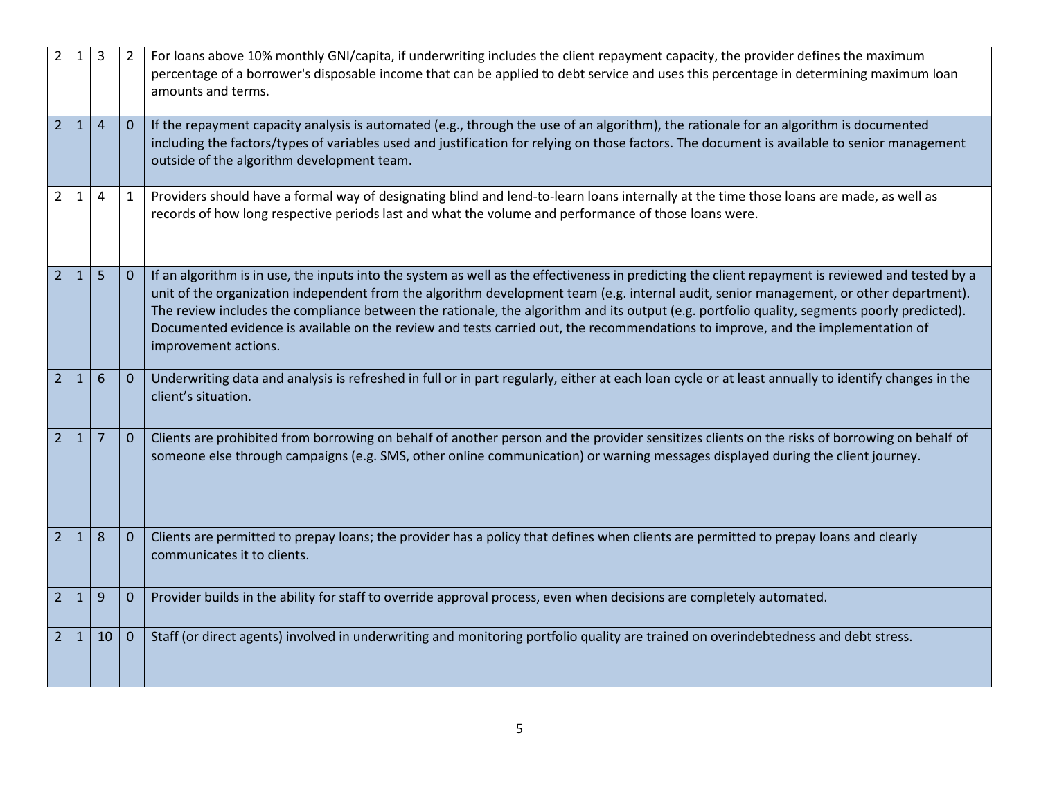| | | | | |
|---|---|---|---|---|
| 2 | 1 | 3 | 2 | For loans above 10% monthly GNI/capita, if underwriting includes the client repayment capacity, the provider defines the maximum percentage of a borrower's disposable income that can be applied to debt service and uses this percentage in determining maximum loan amounts and terms. |
| 2 | 1 | 4 | 0 | If the repayment capacity analysis is automated (e.g., through the use of an algorithm), the rationale for an algorithm is documented including the factors/types of variables used and justification for relying on those factors. The document is available to senior management outside of the algorithm development team. |
| 2 | 1 | 4 | 1 | Providers should have a formal way of designating blind and lend-to-learn loans internally at the time those loans are made, as well as records of how long respective periods last and what the volume and performance of those loans were. |
| 2 | 1 | 5 | 0 | If an algorithm is in use, the inputs into the system as well as the effectiveness in predicting the client repayment is reviewed and tested by a unit of the organization independent from the algorithm development team (e.g. internal audit, senior management, or other department). The review includes the compliance between the rationale, the algorithm and its output (e.g. portfolio quality, segments poorly predicted). Documented evidence is available on the review and tests carried out, the recommendations to improve, and the implementation of improvement actions. |
| 2 | 1 | 6 | 0 | Underwriting data and analysis is refreshed in full or in part regularly, either at each loan cycle or at least annually to identify changes in the client's situation. |
| 2 | 1 | 7 | 0 | Clients are prohibited from borrowing on behalf of another person and the provider sensitizes clients on the risks of borrowing on behalf of someone else through campaigns (e.g. SMS, other online communication) or warning messages displayed during the client journey. |
| 2 | 1 | 8 | 0 | Clients are permitted to prepay loans; the provider has a policy that defines when clients are permitted to prepay loans and clearly communicates it to clients. |
| 2 | 1 | 9 | 0 | Provider builds in the ability for staff to override approval process, even when decisions are completely automated. |
| 2 | 1 | 10 | 0 | Staff (or direct agents) involved in underwriting and monitoring portfolio quality are trained on overindebtedness and debt stress. |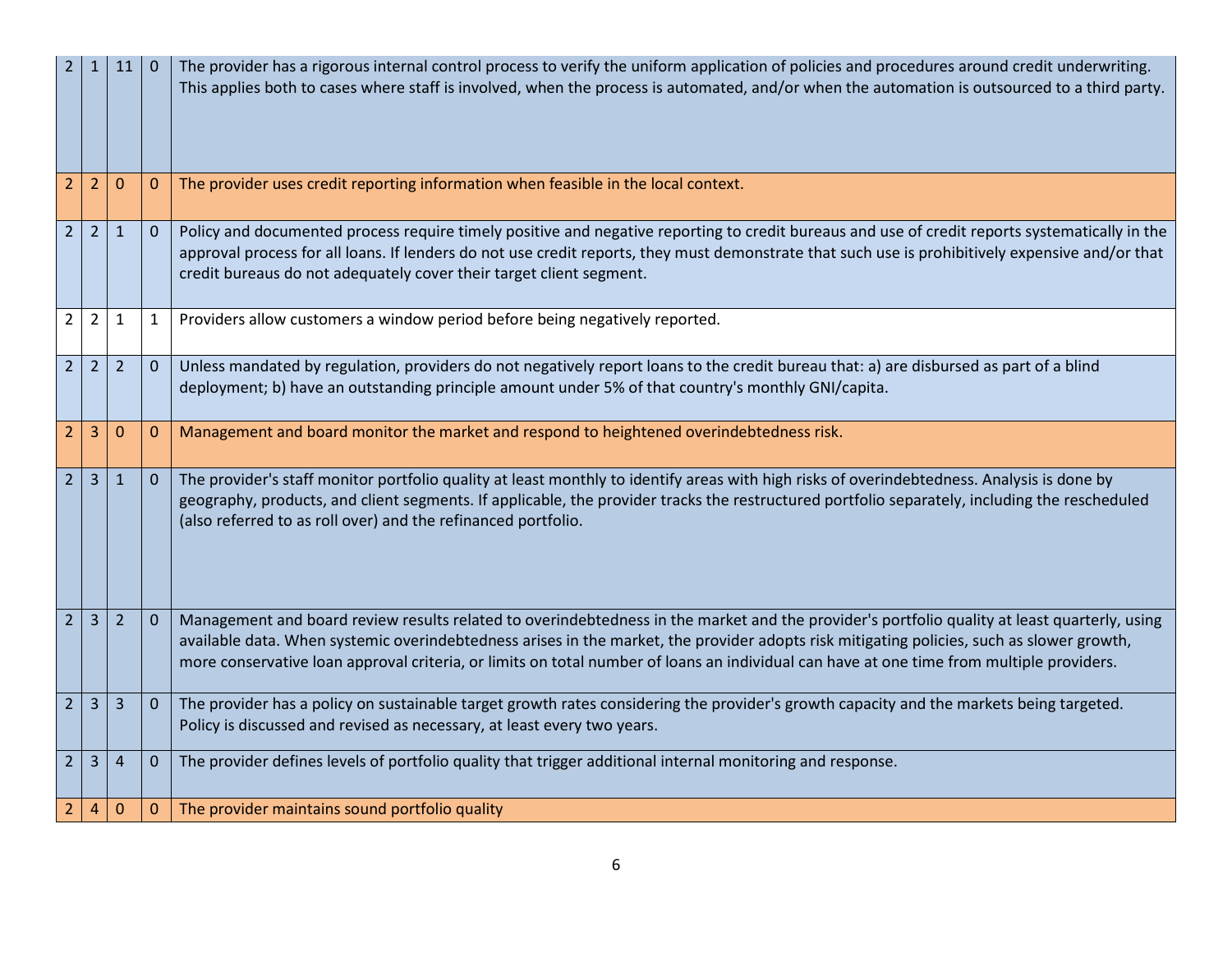| | | | | |
|---|---|---|---|---|
| 2 | 1 | 11 | 0 | The provider has a rigorous internal control process to verify the uniform application of policies and procedures around credit underwriting. This applies both to cases where staff is involved, when the process is automated, and/or when the automation is outsourced to a third party. |
| 2 | 2 | 0 | 0 | The provider uses credit reporting information when feasible in the local context. |
| 2 | 2 | 1 | 0 | Policy and documented process require timely positive and negative reporting to credit bureaus and use of credit reports systematically in the approval process for all loans. If lenders do not use credit reports, they must demonstrate that such use is prohibitively expensive and/or that credit bureaus do not adequately cover their target client segment. |
| 2 | 2 | 1 | 1 | Providers allow customers a window period before being negatively reported. |
| 2 | 2 | 2 | 0 | Unless mandated by regulation, providers do not negatively report loans to the credit bureau that: a) are disbursed as part of a blind deployment; b) have an outstanding principle amount under 5% of that country's monthly GNI/capita. |
| 2 | 3 | 0 | 0 | Management and board monitor the market and respond to heightened overindebtedness risk. |
| 2 | 3 | 1 | 0 | The provider's staff monitor portfolio quality at least monthly to identify areas with high risks of overindebtedness. Analysis is done by geography, products, and client segments. If applicable, the provider tracks the restructured portfolio separately, including the rescheduled (also referred to as roll over) and the refinanced portfolio. |
| 2 | 3 | 2 | 0 | Management and board review results related to overindebtedness in the market and the provider's portfolio quality at least quarterly, using available data. When systemic overindebtedness arises in the market, the provider adopts risk mitigating policies, such as slower growth, more conservative loan approval criteria, or limits on total number of loans an individual can have at one time from multiple providers. |
| 2 | 3 | 3 | 0 | The provider has a policy on sustainable target growth rates considering the provider's growth capacity and the markets being targeted. Policy is discussed and revised as necessary, at least every two years. |
| 2 | 3 | 4 | 0 | The provider defines levels of portfolio quality that trigger additional internal monitoring and response. |
| 2 | 4 | 0 | 0 | The provider maintains sound portfolio quality |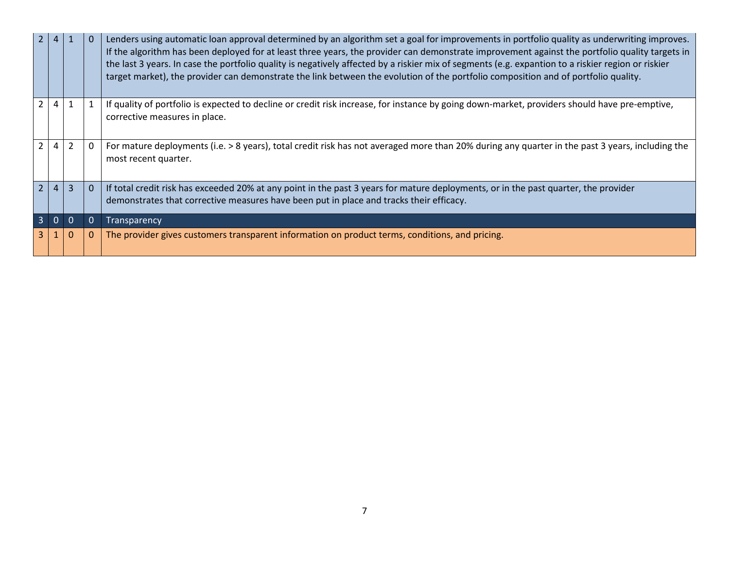| | | | | |
|---|---|---|---|---|
| 2 | 4 | 1 | 0 | Lenders using automatic loan approval determined by an algorithm set a goal for improvements in portfolio quality as underwriting improves. If the algorithm has been deployed for at least three years, the provider can demonstrate improvement against the portfolio quality targets in the last 3 years. In case the portfolio quality is negatively affected by a riskier mix of segments (e.g. expantion to a riskier region or riskier target market), the provider can demonstrate the link between the evolution of the portfolio composition and of portfolio quality. |
| 2 | 4 | 1 | 1 | If quality of portfolio is expected to decline or credit risk increase, for instance by going down-market, providers should have pre-emptive, corrective measures in place. |
| 2 | 4 | 2 | 0 | For mature deployments (i.e. > 8 years), total credit risk has not averaged more than 20% during any quarter in the past 3 years, including the most recent quarter. |
| 2 | 4 | 3 | 0 | If total credit risk has exceeded 20% at any point in the past 3 years for mature deployments, or in the past quarter, the provider demonstrates that corrective measures have been put in place and tracks their efficacy. |
| 3 | 0 | 0 | 0 | **Transparency** |
| 3 | 1 | 0 | 0 | The provider gives customers transparent information on product terms, conditions, and pricing. |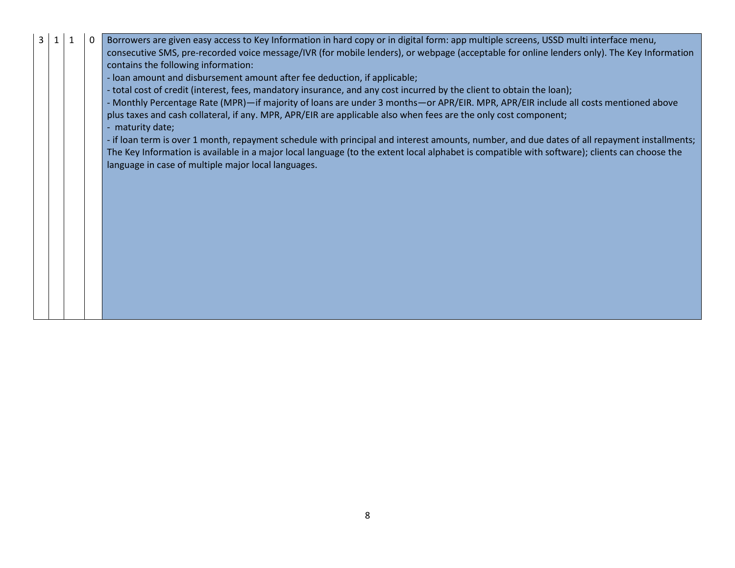| 3 | 1 | 1 | 0 | Borrowers are given easy access to Key Information in hard copy or in digital form: app multiple screens, USSD multi interface menu, consecutive SMS, pre-recorded voice message/IVR (for mobile lenders), or webpage (acceptable for online lenders only). The Key Information contains the following information:<br>- loan amount and disbursement amount after fee deduction, if applicable;<br>- total cost of credit (interest, fees, mandatory insurance, and any cost incurred by the client to obtain the loan);<br>- Monthly Percentage Rate (MPR)—if majority of loans are under 3 months—or APR/EIR. MPR, APR/EIR include all costs mentioned above plus taxes and cash collateral, if any. MPR, APR/EIR are applicable also when fees are the only cost component;<br>- maturity date;<br>- if loan term is over 1 month, repayment schedule with principal and interest amounts, number, and due dates of all repayment installments;<br>The Key Information is available in a major local language (to the extent local alphabet is compatible with software); clients can choose the language in case of multiple major local languages. |
|---|---|---|---|---|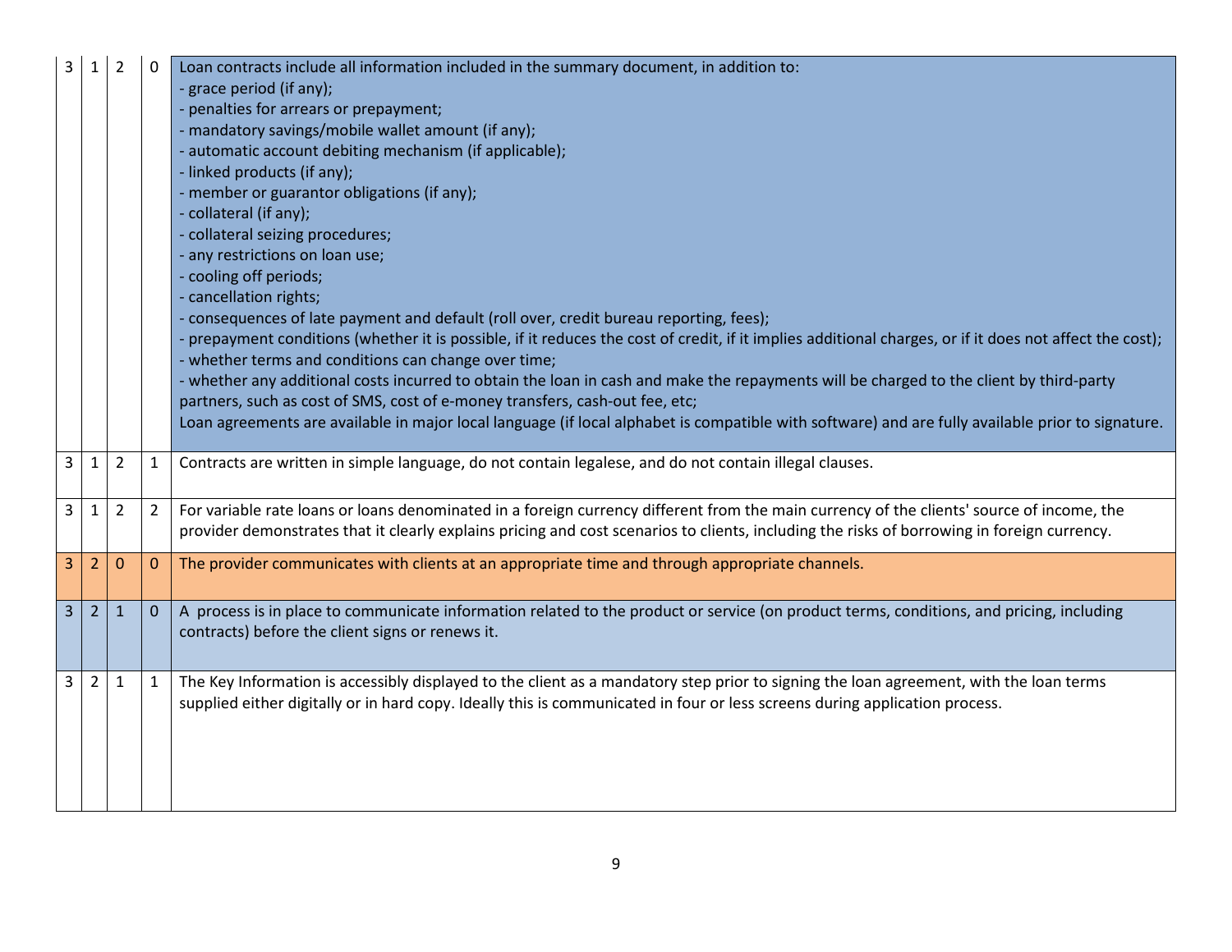| | | | | |
|---|---|---|---|---|
| 3 | 1 | 2 | 0 | Loan contracts include all information included in the summary document, in addition to:<br>- grace period (if any);<br>- penalties for arrears or prepayment;<br>- mandatory savings/mobile wallet amount (if any);<br>- automatic account debiting mechanism (if applicable);<br>- linked products (if any);<br>- member or guarantor obligations (if any);<br>- collateral (if any);<br>- collateral seizing procedures;<br>- any restrictions on loan use;<br>- cooling off periods;<br>- cancellation rights;<br>- consequences of late payment and default (roll over, credit bureau reporting, fees);<br>- prepayment conditions (whether it is possible, if it reduces the cost of credit, if it implies additional charges, or if it does not affect the cost);<br>- whether terms and conditions can change over time;<br>- whether any additional costs incurred to obtain the loan in cash and make the repayments will be charged to the client by third-party partners, such as cost of SMS, cost of e-money transfers, cash-out fee, etc;<br>Loan agreements are available in major local language (if local alphabet is compatible with software) and are fully available prior to signature. |
| 3 | 1 | 2 | 1 | Contracts are written in simple language, do not contain legalese, and do not contain illegal clauses. |
| 3 | 1 | 2 | 2 | For variable rate loans or loans denominated in a foreign currency different from the main currency of the clients' source of income, the provider demonstrates that it clearly explains pricing and cost scenarios to clients, including the risks of borrowing in foreign currency. |
| 3 | 2 | 0 | 0 | The provider communicates with clients at an appropriate time and through appropriate channels. |
| 3 | 2 | 1 | 0 | A process is in place to communicate information related to the product or service (on product terms, conditions, and pricing, including contracts) before the client signs or renews it. |
| 3 | 2 | 1 | 1 | The Key Information is accessibly displayed to the client as a mandatory step prior to signing the loan agreement, with the loan terms supplied either digitally or in hard copy. Ideally this is communicated in four or less screens during application process. |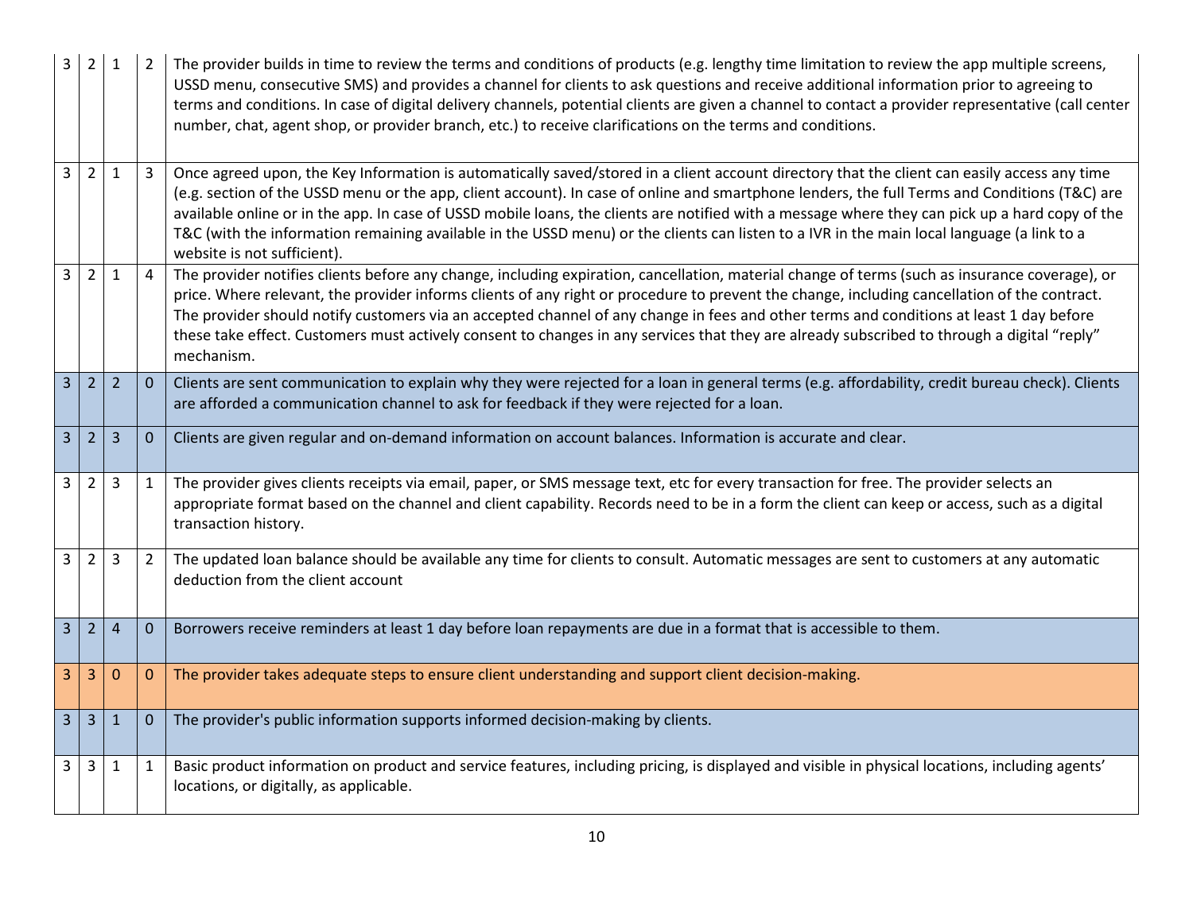| | | | | |
|---|---|---|---|---|
| 3 | 2 | 1 | 2 | The provider builds in time to review the terms and conditions of products (e.g. lengthy time limitation to review the app multiple screens, USSD menu, consecutive SMS) and provides a channel for clients to ask questions and receive additional information prior to agreeing to terms and conditions. In case of digital delivery channels, potential clients are given a channel to contact a provider representative (call center number, chat, agent shop, or provider branch, etc.) to receive clarifications on the terms and conditions. |
| 3 | 2 | 1 | 3 | Once agreed upon, the Key Information is automatically saved/stored in a client account directory that the client can easily access any time (e.g. section of the USSD menu or the app, client account). In case of online and smartphone lenders, the full Terms and Conditions (T&C) are available online or in the app. In case of USSD mobile loans, the clients are notified with a message where they can pick up a hard copy of the T&C (with the information remaining available in the USSD menu) or the clients can listen to a IVR in the main local language (a link to a website is not sufficient). |
| 3 | 2 | 1 | 4 | The provider notifies clients before any change, including expiration, cancellation, material change of terms (such as insurance coverage), or price. Where relevant, the provider informs clients of any right or procedure to prevent the change, including cancellation of the contract. The provider should notify customers via an accepted channel of any change in fees and other terms and conditions at least 1 day before these take effect. Customers must actively consent to changes in any services that they are already subscribed to through a digital "reply" mechanism. |
| 3 | 2 | 2 | 0 | Clients are sent communication to explain why they were rejected for a loan in general terms (e.g. affordability, credit bureau check). Clients are afforded a communication channel to ask for feedback if they were rejected for a loan. |
| 3 | 2 | 3 | 0 | Clients are given regular and on-demand information on account balances. Information is accurate and clear. |
| 3 | 2 | 3 | 1 | The provider gives clients receipts via email, paper, or SMS message text, etc for every transaction for free. The provider selects an appropriate format based on the channel and client capability. Records need to be in a form the client can keep or access, such as a digital transaction history. |
| 3 | 2 | 3 | 2 | The updated loan balance should be available any time for clients to consult. Automatic messages are sent to customers at any automatic deduction from the client account |
| 3 | 2 | 4 | 0 | Borrowers receive reminders at least 1 day before loan repayments are due in a format that is accessible to them. |
| 3 | 3 | 0 | 0 | The provider takes adequate steps to ensure client understanding and support client decision-making. |
| 3 | 3 | 1 | 0 | The provider's public information supports informed decision-making by clients. |
| 3 | 3 | 1 | 1 | Basic product information on product and service features, including pricing, is displayed and visible in physical locations, including agents' locations, or digitally, as applicable. |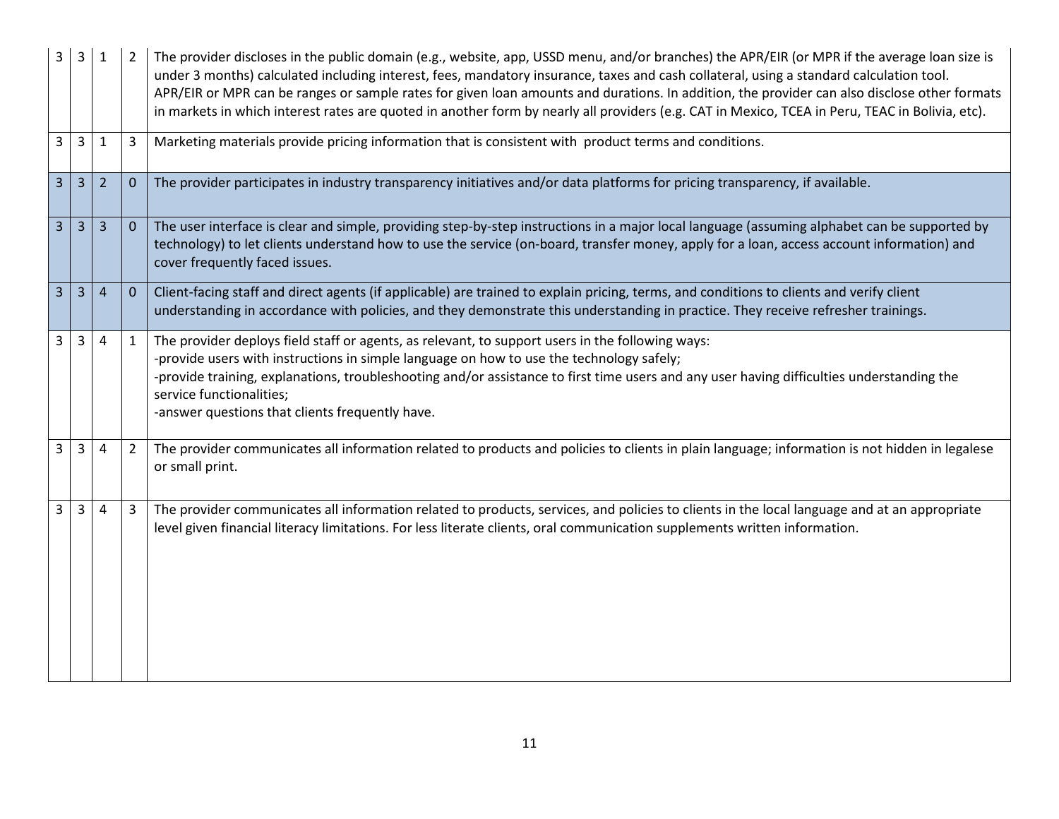| | | | | |
|---|---|---|---|---|
| 3 | 3 | 1 | 2 | The provider discloses in the public domain (e.g., website, app, USSD menu, and/or branches) the APR/EIR (or MPR if the average loan size is under 3 months) calculated including interest, fees, mandatory insurance, taxes and cash collateral, using a standard calculation tool. APR/EIR or MPR can be ranges or sample rates for given loan amounts and durations. In addition, the provider can also disclose other formats in markets in which interest rates are quoted in another form by nearly all providers (e.g. CAT in Mexico, TCEA in Peru, TEAC in Bolivia, etc). |
| 3 | 3 | 1 | 3 | Marketing materials provide pricing information that is consistent with product terms and conditions. |
| 3 | 3 | 2 | 0 | The provider participates in industry transparency initiatives and/or data platforms for pricing transparency, if available. |
| 3 | 3 | 3 | 0 | The user interface is clear and simple, providing step-by-step instructions in a major local language (assuming alphabet can be supported by technology) to let clients understand how to use the service (on-board, transfer money, apply for a loan, access account information) and cover frequently faced issues. |
| 3 | 3 | 4 | 0 | Client-facing staff and direct agents (if applicable) are trained to explain pricing, terms, and conditions to clients and verify client understanding in accordance with policies, and they demonstrate this understanding in practice. They receive refresher trainings. |
| 3 | 3 | 4 | 1 | The provider deploys field staff or agents, as relevant, to support users in the following ways:<br>-provide users with instructions in simple language on how to use the technology safely;<br>-provide training, explanations, troubleshooting and/or assistance to first time users and any user having difficulties understanding the service functionalities;<br>-answer questions that clients frequently have. |
| 3 | 3 | 4 | 2 | The provider communicates all information related to products and policies to clients in plain language; information is not hidden in legalese or small print. |
| 3 | 3 | 4 | 3 | The provider communicates all information related to products, services, and policies to clients in the local language and at an appropriate level given financial literacy limitations. For less literate clients, oral communication supplements written information. |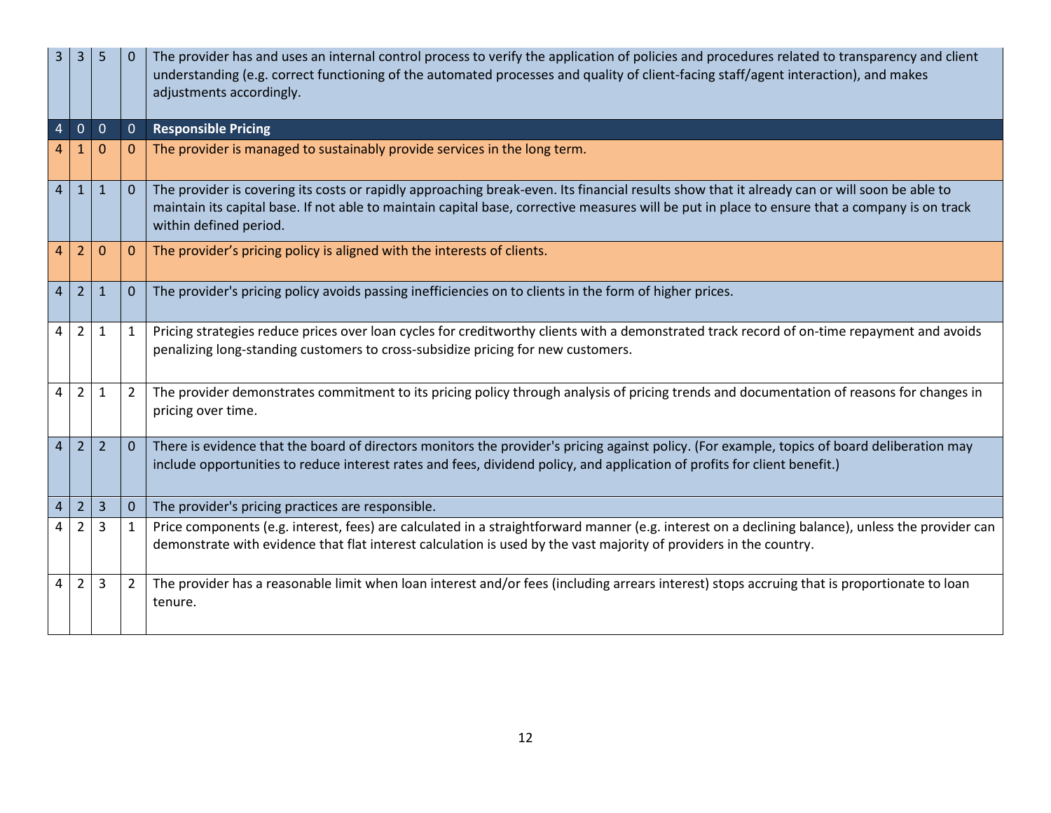| | | | | |
|---|---|---|---|---|
| 3 | 3 | 5 | 0 | The provider has and uses an internal control process to verify the application of policies and procedures related to transparency and client understanding (e.g. correct functioning of the automated processes and quality of client-facing staff/agent interaction), and makes adjustments accordingly. |
| 4 | 0 | 0 | 0 | **Responsible Pricing** |
| 4 | 1 | 0 | 0 | The provider is managed to sustainably provide services in the long term. |
| 4 | 1 | 1 | 0 | The provider is covering its costs or rapidly approaching break-even. Its financial results show that it already can or will soon be able to maintain its capital base. If not able to maintain capital base, corrective measures will be put in place to ensure that a company is on track within defined period. |
| 4 | 2 | 0 | 0 | The provider’s pricing policy is aligned with the interests of clients. |
| 4 | 2 | 1 | 0 | The provider's pricing policy avoids passing inefficiencies on to clients in the form of higher prices. |
| 4 | 2 | 1 | 1 | Pricing strategies reduce prices over loan cycles for creditworthy clients with a demonstrated track record of on-time repayment and avoids penalizing long-standing customers to cross-subsidize pricing for new customers. |
| 4 | 2 | 1 | 2 | The provider demonstrates commitment to its pricing policy through analysis of pricing trends and documentation of reasons for changes in pricing over time. |
| 4 | 2 | 2 | 0 | There is evidence that the board of directors monitors the provider's pricing against policy. (For example, topics of board deliberation may include opportunities to reduce interest rates and fees, dividend policy, and application of profits for client benefit.) |
| 4 | 2 | 3 | 0 | The provider's pricing practices are responsible. |
| 4 | 2 | 3 | 1 | Price components (e.g. interest, fees) are calculated in a straightforward manner (e.g. interest on a declining balance), unless the provider can demonstrate with evidence that flat interest calculation is used by the vast majority of providers in the country. |
| 4 | 2 | 3 | 2 | The provider has a reasonable limit when loan interest and/or fees (including arrears interest) stops accruing that is proportionate to loan tenure. |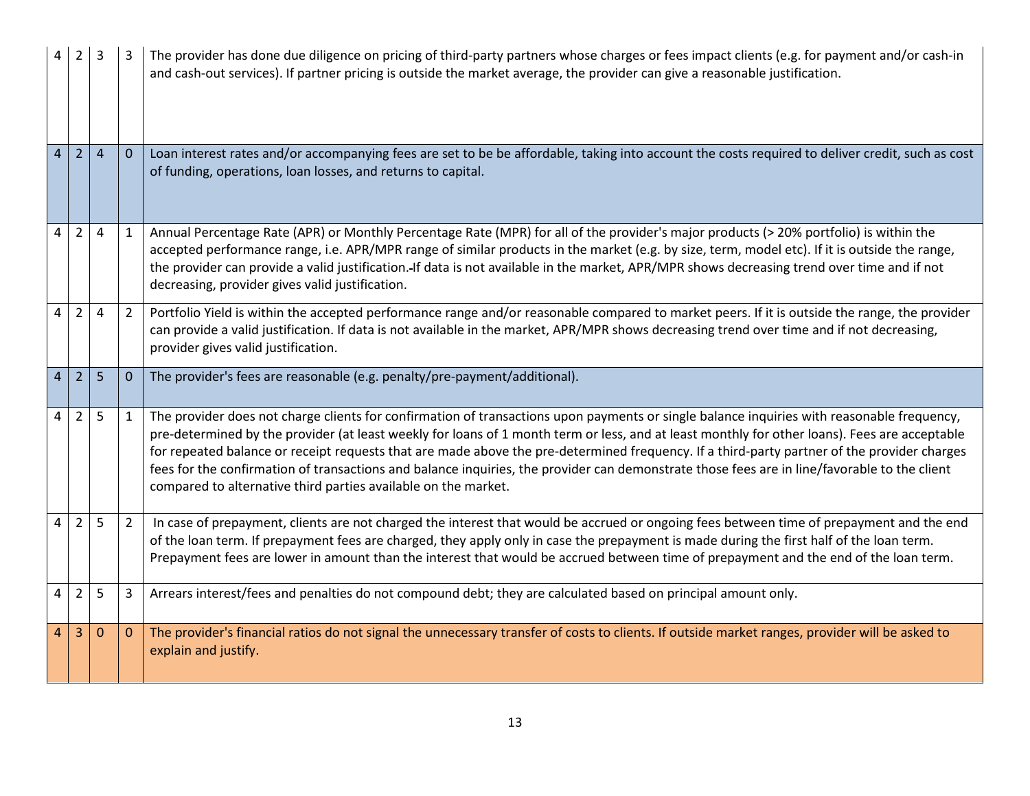| | | | | |
|---|---|---|---|---|
| 4 | 2 | 3 | 3 | The provider has done due diligence on pricing of third-party partners whose charges or fees impact clients (e.g. for payment and/or cash-in and cash-out services). If partner pricing is outside the market average, the provider can give a reasonable justification. |
| 4 | 2 | 4 | 0 | Loan interest rates and/or accompanying fees are set to be be affordable, taking into account the costs required to deliver credit, such as cost of funding, operations, loan losses, and returns to capital. |
| 4 | 2 | 4 | 1 | Annual Percentage Rate (APR) or Monthly Percentage Rate (MPR) for all of the provider's major products (> 20% portfolio) is within the accepted performance range, i.e. APR/MPR range of similar products in the market (e.g. by size, term, model etc). If it is outside the range, the provider can provide a valid justification. If data is not available in the market, APR/MPR shows decreasing trend over time and if not decreasing, provider gives valid justification. |
| 4 | 2 | 4 | 2 | Portfolio Yield is within the accepted performance range and/or reasonable compared to market peers. If it is outside the range, the provider can provide a valid justification. If data is not available in the market, APR/MPR shows decreasing trend over time and if not decreasing, provider gives valid justification. |
| 4 | 2 | 5 | 0 | The provider's fees are reasonable (e.g. penalty/pre-payment/additional). |
| 4 | 2 | 5 | 1 | The provider does not charge clients for confirmation of transactions upon payments or single balance inquiries with reasonable frequency, pre-determined by the provider (at least weekly for loans of 1 month term or less, and at least monthly for other loans). Fees are acceptable for repeated balance or receipt requests that are made above the pre-determined frequency. If a third-party partner of the provider charges fees for the confirmation of transactions and balance inquiries, the provider can demonstrate those fees are in line/favorable to the client compared to alternative third parties available on the market. |
| 4 | 2 | 5 | 2 | In case of prepayment, clients are not charged the interest that would be accrued or ongoing fees between time of prepayment and the end of the loan term. If prepayment fees are charged, they apply only in case the prepayment is made during the first half of the loan term. Prepayment fees are lower in amount than the interest that would be accrued between time of prepayment and the end of the loan term. |
| 4 | 2 | 5 | 3 | Arrears interest/fees and penalties do not compound debt; they are calculated based on principal amount only. |
| 4 | 3 | 0 | 0 | The provider's financial ratios do not signal the unnecessary transfer of costs to clients. If outside market ranges, provider will be asked to explain and justify. |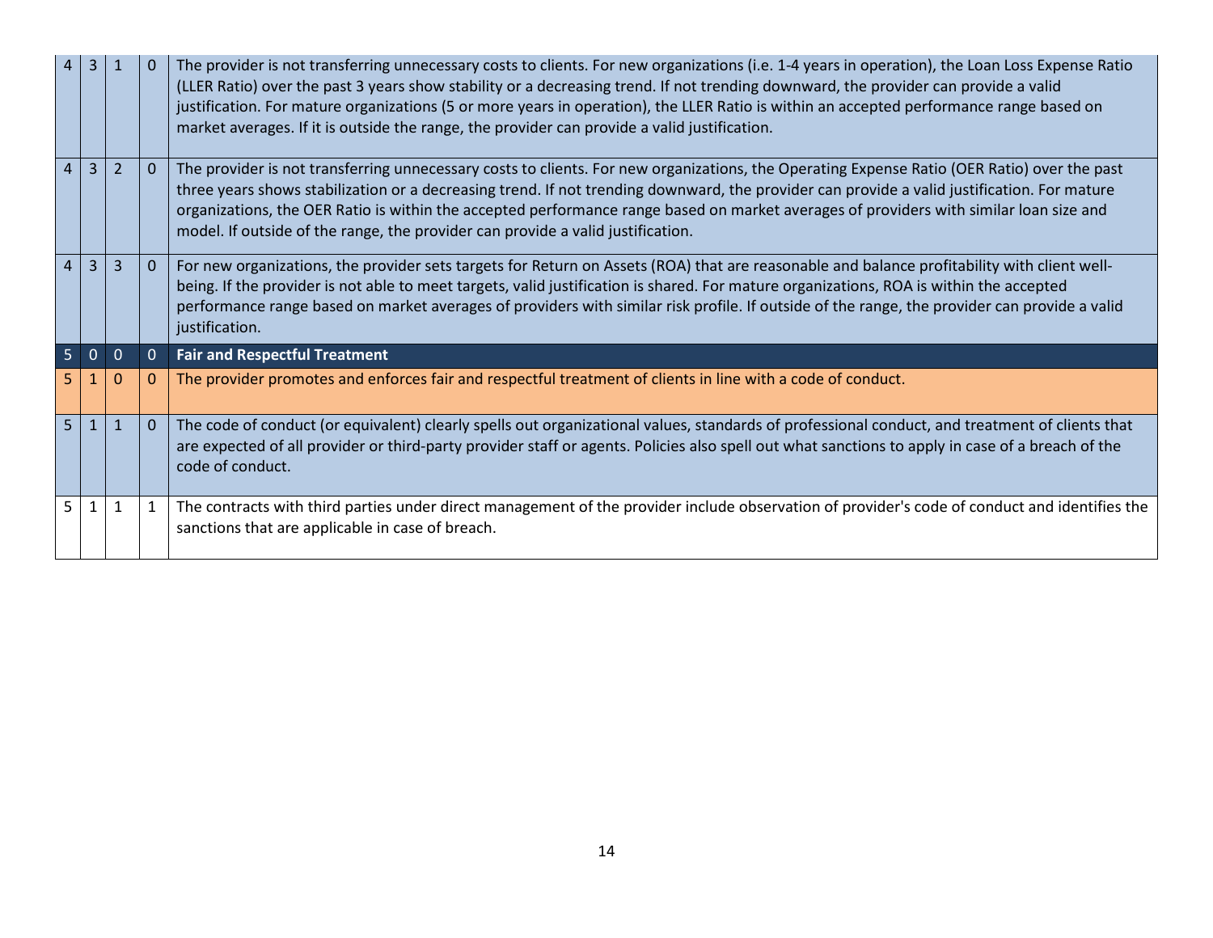| | | | | |
|---|---|---|---|---|
| 4 | 3 | 1 | 0 | The provider is not transferring unnecessary costs to clients. For new organizations (i.e. 1-4 years in operation), the Loan Loss Expense Ratio (LLER Ratio) over the past 3 years show stability or a decreasing trend. If not trending downward, the provider can provide a valid justification. For mature organizations (5 or more years in operation), the LLER Ratio is within an accepted performance range based on market averages. If it is outside the range, the provider can provide a valid justification. |
| 4 | 3 | 2 | 0 | The provider is not transferring unnecessary costs to clients. For new organizations, the Operating Expense Ratio (OER Ratio) over the past three years shows stabilization or a decreasing trend. If not trending downward, the provider can provide a valid justification. For mature organizations, the OER Ratio is within the accepted performance range based on market averages of providers with similar loan size and model. If outside of the range, the provider can provide a valid justification. |
| 4 | 3 | 3 | 0 | For new organizations, the provider sets targets for Return on Assets (ROA) that are reasonable and balance profitability with client well-being. If the provider is not able to meet targets, valid justification is shared. For mature organizations, ROA is within the accepted performance range based on market averages of providers with similar risk profile. If outside of the range, the provider can provide a valid justification. |
| 5 | 0 | 0 | 0 | **Fair and Respectful Treatment** |
| 5 | 1 | 0 | 0 | The provider promotes and enforces fair and respectful treatment of clients in line with a code of conduct. |
| 5 | 1 | 1 | 0 | The code of conduct (or equivalent) clearly spells out organizational values, standards of professional conduct, and treatment of clients that are expected of all provider or third-party provider staff or agents. Policies also spell out what sanctions to apply in case of a breach of the code of conduct. |
| 5 | 1 | 1 | 1 | The contracts with third parties under direct management of the provider include observation of provider's code of conduct and identifies the sanctions that are applicable in case of breach. |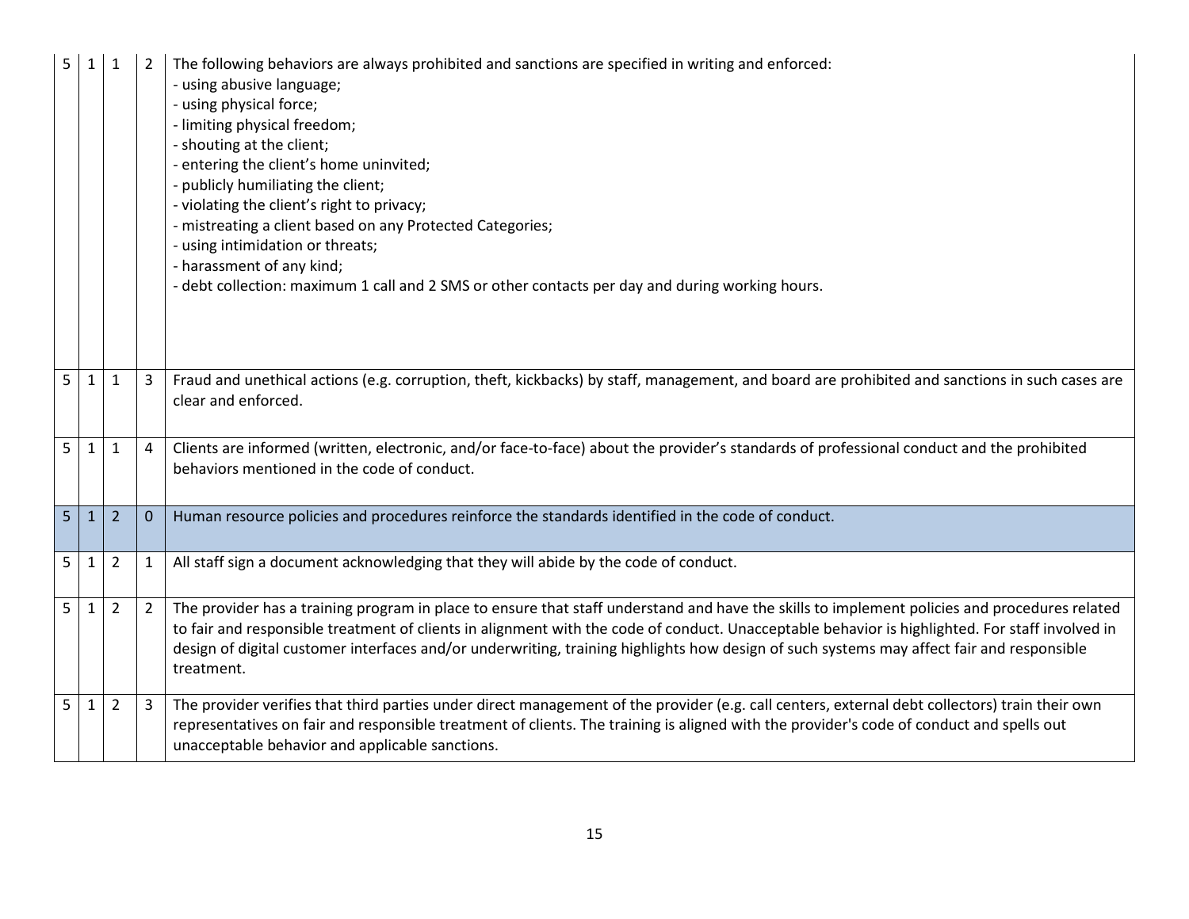| | | | | |
|---|---|---|---|---|
| 5 | 1 | 1 | 2 | The following behaviors are always prohibited and sanctions are specified in writing and enforced:<br>- using abusive language;<br>- using physical force;<br>- limiting physical freedom;<br>- shouting at the client;<br>- entering the client's home uninvited;<br>- publicly humiliating the client;<br>- violating the client's right to privacy;<br>- mistreating a client based on any Protected Categories;<br>- using intimidation or threats;<br>- harassment of any kind;<br>- debt collection: maximum 1 call and 2 SMS or other contacts per day and during working hours. |
| 5 | 1 | 1 | 3 | Fraud and unethical actions (e.g. corruption, theft, kickbacks) by staff, management, and board are prohibited and sanctions in such cases are clear and enforced. |
| 5 | 1 | 1 | 4 | Clients are informed (written, electronic, and/or face-to-face) about the provider's standards of professional conduct and the prohibited behaviors mentioned in the code of conduct. |
| 5 | 1 | 2 | 0 | Human resource policies and procedures reinforce the standards identified in the code of conduct. |
| 5 | 1 | 2 | 1 | All staff sign a document acknowledging that they will abide by the code of conduct. |
| 5 | 1 | 2 | 2 | The provider has a training program in place to ensure that staff understand and have the skills to implement policies and procedures related to fair and responsible treatment of clients in alignment with the code of conduct. Unacceptable behavior is highlighted. For staff involved in design of digital customer interfaces and/or underwriting, training highlights how design of such systems may affect fair and responsible treatment. |
| 5 | 1 | 2 | 3 | The provider verifies that third parties under direct management of the provider (e.g. call centers, external debt collectors) train their own representatives on fair and responsible treatment of clients. The training is aligned with the provider's code of conduct and spells out unacceptable behavior and applicable sanctions. |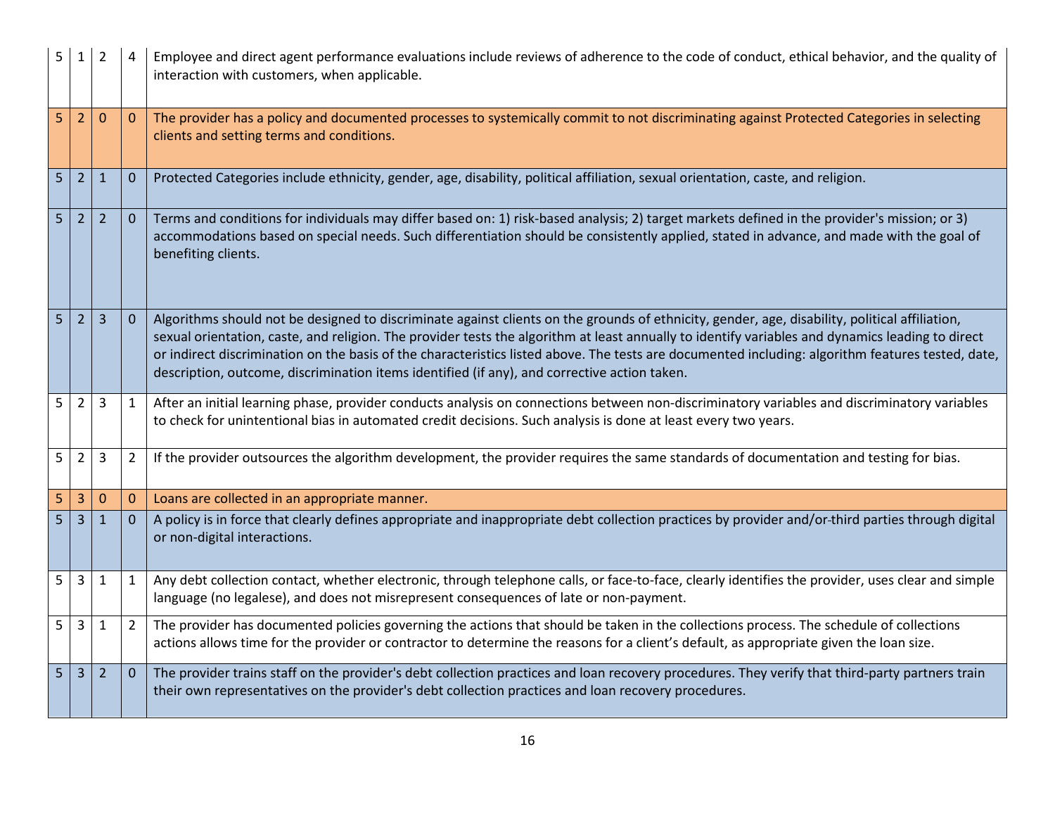| | | | | |
|---|---|---|---|---|
| 5 | 1 | 2 | 4 | Employee and direct agent performance evaluations include reviews of adherence to the code of conduct, ethical behavior, and the quality of interaction with customers, when applicable. |
| 5 | 2 | 0 | 0 | The provider has a policy and documented processes to systemically commit to not discriminating against Protected Categories in selecting clients and setting terms and conditions. |
| 5 | 2 | 1 | 0 | Protected Categories include ethnicity, gender, age, disability, political affiliation, sexual orientation, caste, and religion. |
| 5 | 2 | 2 | 0 | Terms and conditions for individuals may differ based on: 1) risk-based analysis; 2) target markets defined in the provider's mission; or 3) accommodations based on special needs. Such differentiation should be consistently applied, stated in advance, and made with the goal of benefiting clients. |
| 5 | 2 | 3 | 0 | Algorithms should not be designed to discriminate against clients on the grounds of ethnicity, gender, age, disability, political affiliation, sexual orientation, caste, and religion. The provider tests the algorithm at least annually to identify variables and dynamics leading to direct or indirect discrimination on the basis of the characteristics listed above. The tests are documented including: algorithm features tested, date, description, outcome, discrimination items identified (if any), and corrective action taken. |
| 5 | 2 | 3 | 1 | After an initial learning phase, provider conducts analysis on connections between non-discriminatory variables and discriminatory variables to check for unintentional bias in automated credit decisions. Such analysis is done at least every two years. |
| 5 | 2 | 3 | 2 | If the provider outsources the algorithm development, the provider requires the same standards of documentation and testing for bias. |
| 5 | 3 | 0 | 0 | Loans are collected in an appropriate manner. |
| 5 | 3 | 1 | 0 | A policy is in force that clearly defines appropriate and inappropriate debt collection practices by provider and/or third parties through digital or non-digital interactions. |
| 5 | 3 | 1 | 1 | Any debt collection contact, whether electronic, through telephone calls, or face-to-face, clearly identifies the provider, uses clear and simple language (no legalese), and does not misrepresent consequences of late or non-payment. |
| 5 | 3 | 1 | 2 | The provider has documented policies governing the actions that should be taken in the collections process. The schedule of collections actions allows time for the provider or contractor to determine the reasons for a client's default, as appropriate given the loan size. |
| 5 | 3 | 2 | 0 | The provider trains staff on the provider's debt collection practices and loan recovery procedures. They verify that third-party partners train their own representatives on the provider's debt collection practices and loan recovery procedures. |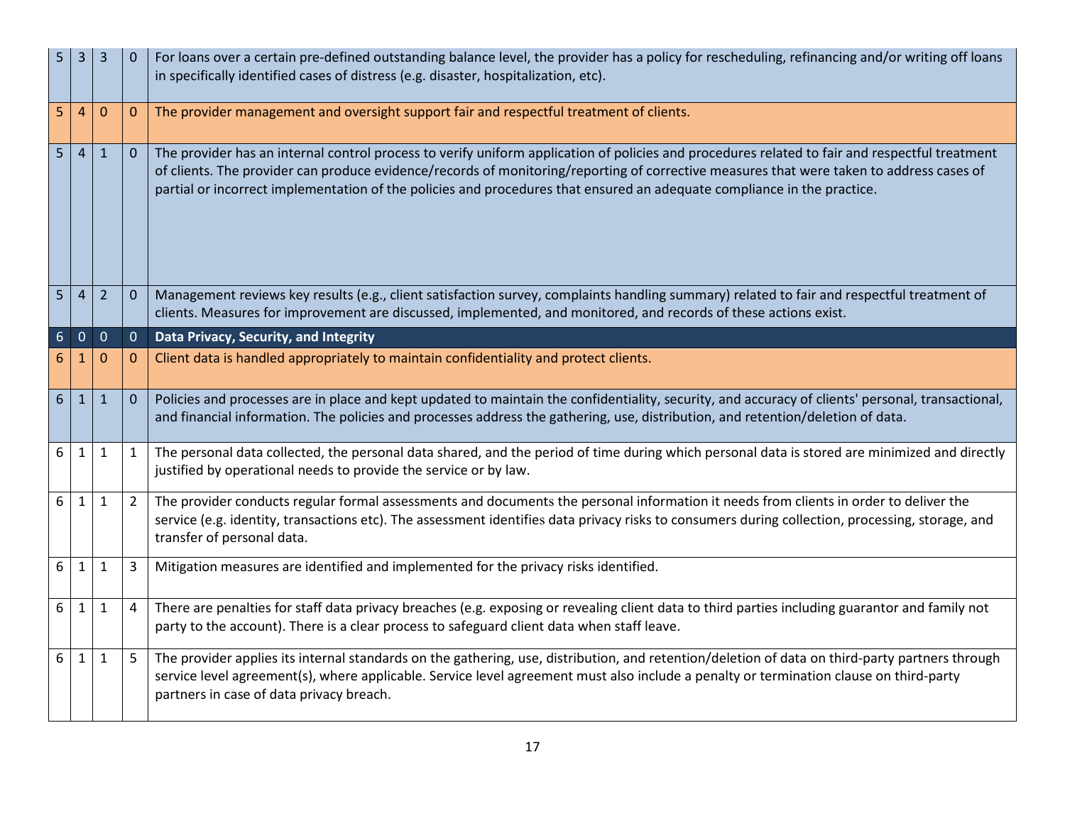| | | | | |
|---|---|---|---|---|
| 5 | 3 | 3 | 0 | For loans over a certain pre-defined outstanding balance level, the provider has a policy for rescheduling, refinancing and/or writing off loans in specifically identified cases of distress (e.g. disaster, hospitalization, etc). |
| 5 | 4 | 0 | 0 | The provider management and oversight support fair and respectful treatment of clients. |
| 5 | 4 | 1 | 0 | The provider has an internal control process to verify uniform application of policies and procedures related to fair and respectful treatment of clients. The provider can produce evidence/records of monitoring/reporting of corrective measures that were taken to address cases of partial or incorrect implementation of the policies and procedures that ensured an adequate compliance in the practice. |
| 5 | 4 | 2 | 0 | Management reviews key results (e.g., client satisfaction survey, complaints handling summary) related to fair and respectful treatment of clients. Measures for improvement are discussed, implemented, and monitored, and records of these actions exist. |
| 6 | 0 | 0 | 0 | **Data Privacy, Security, and Integrity** |
| 6 | 1 | 0 | 0 | Client data is handled appropriately to maintain confidentiality and protect clients. |
| 6 | 1 | 1 | 0 | Policies and processes are in place and kept updated to maintain the confidentiality, security, and accuracy of clients' personal, transactional, and financial information. The policies and processes address the gathering, use, distribution, and retention/deletion of data. |
| 6 | 1 | 1 | 1 | The personal data collected, the personal data shared, and the period of time during which personal data is stored are minimized and directly justified by operational needs to provide the service or by law. |
| 6 | 1 | 1 | 2 | The provider conducts regular formal assessments and documents the personal information it needs from clients in order to deliver the service (e.g. identity, transactions etc). The assessment identifies data privacy risks to consumers during collection, processing, storage, and transfer of personal data. |
| 6 | 1 | 1 | 3 | Mitigation measures are identified and implemented for the privacy risks identified. |
| 6 | 1 | 1 | 4 | There are penalties for staff data privacy breaches (e.g. exposing or revealing client data to third parties including guarantor and family not party to the account). There is a clear process to safeguard client data when staff leave. |
| 6 | 1 | 1 | 5 | The provider applies its internal standards on the gathering, use, distribution, and retention/deletion of data on third-party partners through service level agreement(s), where applicable. Service level agreement must also include a penalty or termination clause on third-party partners in case of data privacy breach. |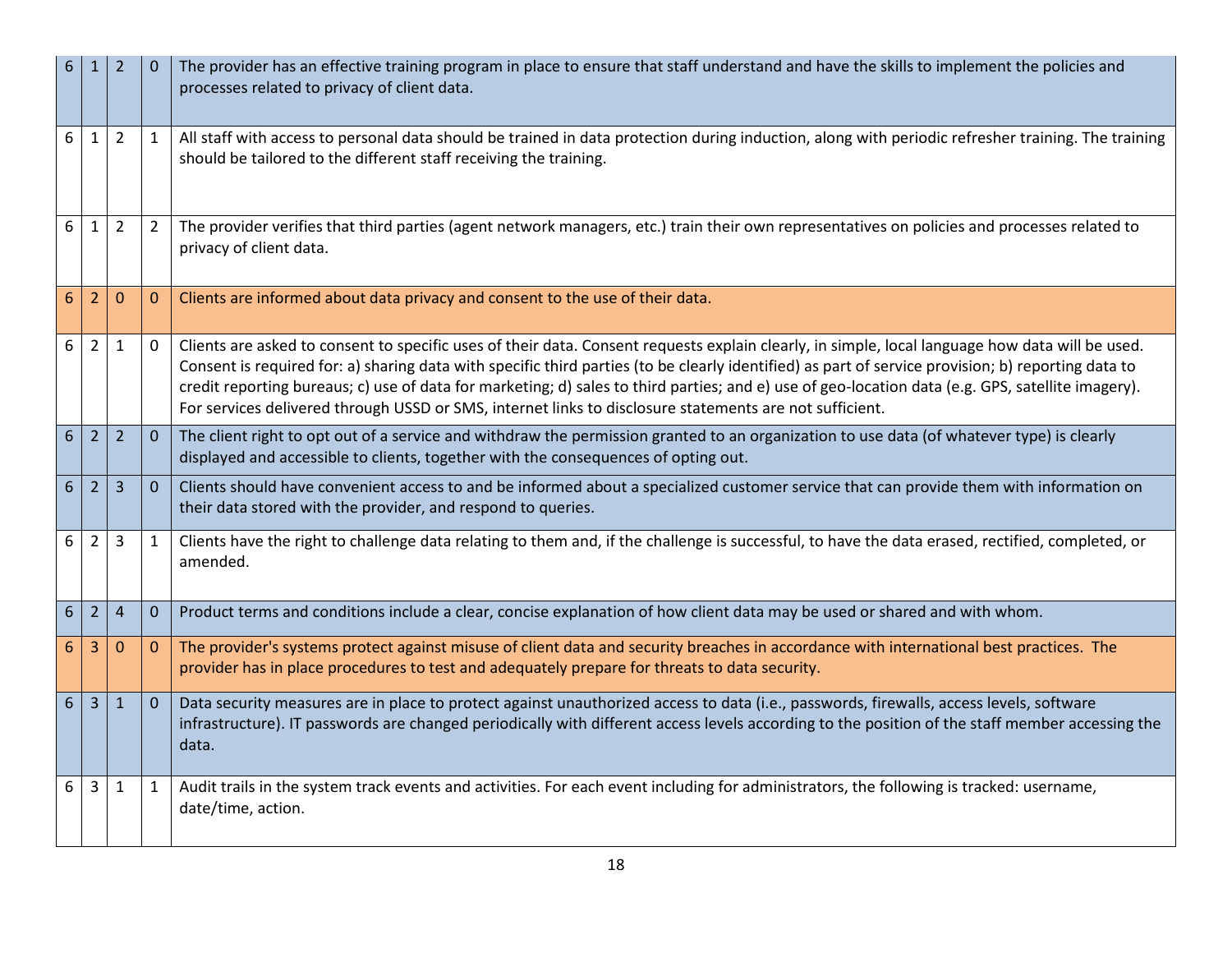| | | | | |
|---|---|---|---|---|
| 6 | 1 | 2 | 0 | The provider has an effective training program in place to ensure that staff understand and have the skills to implement the policies and processes related to privacy of client data. |
| 6 | 1 | 2 | 1 | All staff with access to personal data should be trained in data protection during induction, along with periodic refresher training. The training should be tailored to the different staff receiving the training. |
| 6 | 1 | 2 | 2 | The provider verifies that third parties (agent network managers, etc.) train their own representatives on policies and processes related to privacy of client data. |
| 6 | 2 | 0 | 0 | Clients are informed about data privacy and consent to the use of their data. |
| 6 | 2 | 1 | 0 | Clients are asked to consent to specific uses of their data. Consent requests explain clearly, in simple, local language how data will be used. Consent is required for: a) sharing data with specific third parties (to be clearly identified) as part of service provision; b) reporting data to credit reporting bureaus; c) use of data for marketing; d) sales to third parties; and e) use of geo-location data (e.g. GPS, satellite imagery). For services delivered through USSD or SMS, internet links to disclosure statements are not sufficient. |
| 6 | 2 | 2 | 0 | The client right to opt out of a service and withdraw the permission granted to an organization to use data (of whatever type) is clearly displayed and accessible to clients, together with the consequences of opting out. |
| 6 | 2 | 3 | 0 | Clients should have convenient access to and be informed about a specialized customer service that can provide them with information on their data stored with the provider, and respond to queries. |
| 6 | 2 | 3 | 1 | Clients have the right to challenge data relating to them and, if the challenge is successful, to have the data erased, rectified, completed, or amended. |
| 6 | 2 | 4 | 0 | Product terms and conditions include a clear, concise explanation of how client data may be used or shared and with whom. |
| 6 | 3 | 0 | 0 | The provider's systems protect against misuse of client data and security breaches in accordance with international best practices. The provider has in place procedures to test and adequately prepare for threats to data security. |
| 6 | 3 | 1 | 0 | Data security measures are in place to protect against unauthorized access to data (i.e., passwords, firewalls, access levels, software infrastructure). IT passwords are changed periodically with different access levels according to the position of the staff member accessing the data. |
| 6 | 3 | 1 | 1 | Audit trails in the system track events and activities. For each event including for administrators, the following is tracked: username, date/time, action. |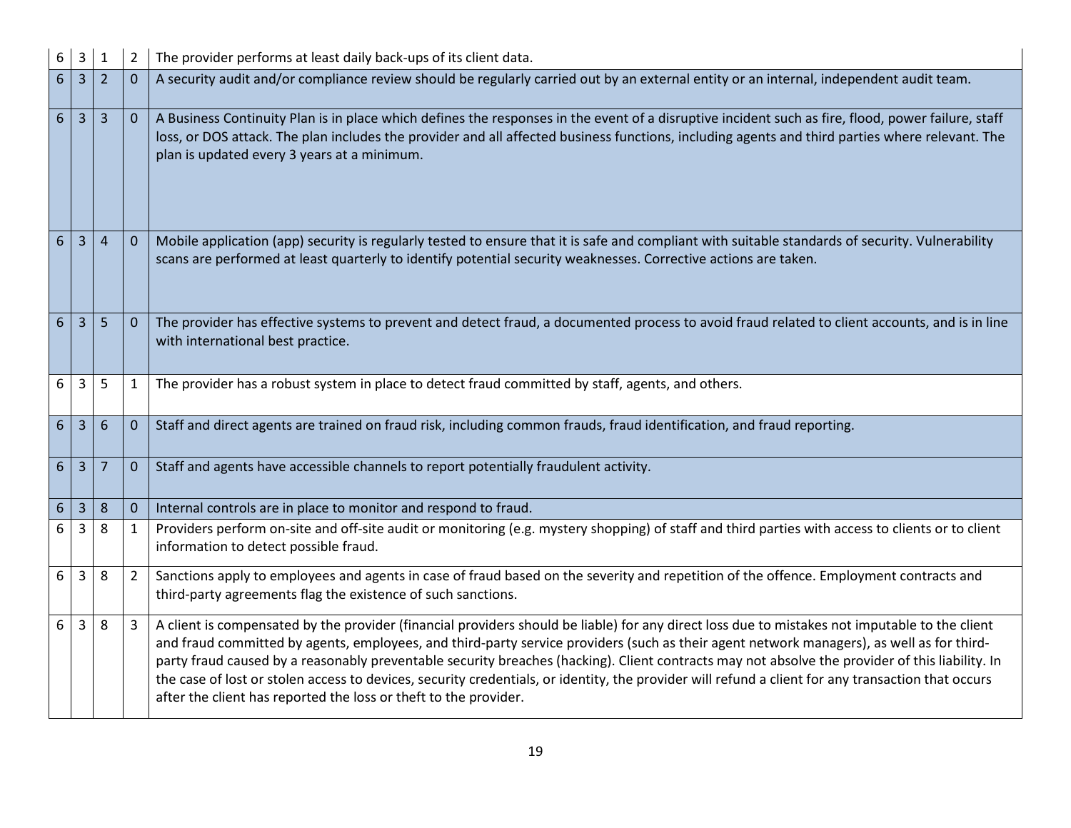| | | | | |
|---|---|---|---|---|
| 6 | 3 | 1 | 2 | The provider performs at least daily back-ups of its client data. |
| 6 | 3 | 2 | 0 | A security audit and/or compliance review should be regularly carried out by an external entity or an internal, independent audit team. |
| 6 | 3 | 3 | 0 | A Business Continuity Plan is in place which defines the responses in the event of a disruptive incident such as fire, flood, power failure, staff loss, or DOS attack. The plan includes the provider and all affected business functions, including agents and third parties where relevant. The plan is updated every 3 years at a minimum. |
| 6 | 3 | 4 | 0 | Mobile application (app) security is regularly tested to ensure that it is safe and compliant with suitable standards of security. Vulnerability scans are performed at least quarterly to identify potential security weaknesses. Corrective actions are taken. |
| 6 | 3 | 5 | 0 | The provider has effective systems to prevent and detect fraud, a documented process to avoid fraud related to client accounts, and is in line with international best practice. |
| 6 | 3 | 5 | 1 | The provider has a robust system in place to detect fraud committed by staff, agents, and others. |
| 6 | 3 | 6 | 0 | Staff and direct agents are trained on fraud risk, including common frauds, fraud identification, and fraud reporting. |
| 6 | 3 | 7 | 0 | Staff and agents have accessible channels to report potentially fraudulent activity. |
| 6 | 3 | 8 | 0 | Internal controls are in place to monitor and respond to fraud. |
| 6 | 3 | 8 | 1 | Providers perform on-site and off-site audit or monitoring (e.g. mystery shopping) of staff and third parties with access to clients or to client information to detect possible fraud. |
| 6 | 3 | 8 | 2 | Sanctions apply to employees and agents in case of fraud based on the severity and repetition of the offence. Employment contracts and third-party agreements flag the existence of such sanctions. |
| 6 | 3 | 8 | 3 | A client is compensated by the provider (financial providers should be liable) for any direct loss due to mistakes not imputable to the client and fraud committed by agents, employees, and third-party service providers (such as their agent network managers), as well as for third-party fraud caused by a reasonably preventable security breaches (hacking). Client contracts may not absolve the provider of this liability. In the case of lost or stolen access to devices, security credentials, or identity, the provider will refund a client for any transaction that occurs after the client has reported the loss or theft to the provider. |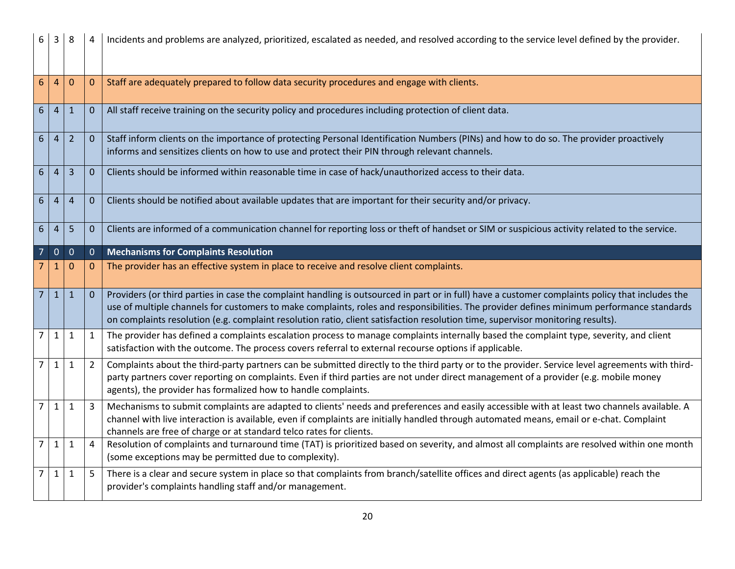| | | | | |
|---|---|---|---|---|
| 6 | 3 | 8 | 4 | Incidents and problems are analyzed, prioritized, escalated as needed, and resolved according to the service level defined by the provider. |
| 6 | 4 | 0 | 0 | Staff are adequately prepared to follow data security procedures and engage with clients. |
| 6 | 4 | 1 | 0 | All staff receive training on the security policy and procedures including protection of client data. |
| 6 | 4 | 2 | 0 | Staff inform clients on the importance of protecting Personal Identification Numbers (PINs) and how to do so. The provider proactively informs and sensitizes clients on how to use and protect their PIN through relevant channels. |
| 6 | 4 | 3 | 0 | Clients should be informed within reasonable time in case of hack/unauthorized access to their data. |
| 6 | 4 | 4 | 0 | Clients should be notified about available updates that are important for their security and/or privacy. |
| 6 | 4 | 5 | 0 | Clients are informed of a communication channel for reporting loss or theft of handset or SIM or suspicious activity related to the service. |
| 7 | 0 | 0 | 0 | **Mechanisms for Complaints Resolution** |
| 7 | 1 | 0 | 0 | The provider has an effective system in place to receive and resolve client complaints. |
| 7 | 1 | 1 | 0 | Providers (or third parties in case the complaint handling is outsourced in part or in full) have a customer complaints policy that includes the use of multiple channels for customers to make complaints, roles and responsibilities. The provider defines minimum performance standards on complaints resolution (e.g. complaint resolution ratio, client satisfaction resolution time, supervisor monitoring results). |
| 7 | 1 | 1 | 1 | The provider has defined a complaints escalation process to manage complaints internally based the complaint type, severity, and client satisfaction with the outcome. The process covers referral to external recourse options if applicable. |
| 7 | 1 | 1 | 2 | Complaints about the third-party partners can be submitted directly to the third party or to the provider. Service level agreements with third-party partners cover reporting on complaints. Even if third parties are not under direct management of a provider (e.g. mobile money agents), the provider has formalized how to handle complaints. |
| 7 | 1 | 1 | 3 | Mechanisms to submit complaints are adapted to clients' needs and preferences and easily accessible with at least two channels available. A channel with live interaction is available, even if complaints are initially handled through automated means, email or e-chat. Complaint channels are free of charge or at standard telco rates for clients. |
| 7 | 1 | 1 | 4 | Resolution of complaints and turnaround time (TAT) is prioritized based on severity, and almost all complaints are resolved within one month (some exceptions may be permitted due to complexity). |
| 7 | 1 | 1 | 5 | There is a clear and secure system in place so that complaints from branch/satellite offices and direct agents (as applicable) reach the provider's complaints handling staff and/or management. |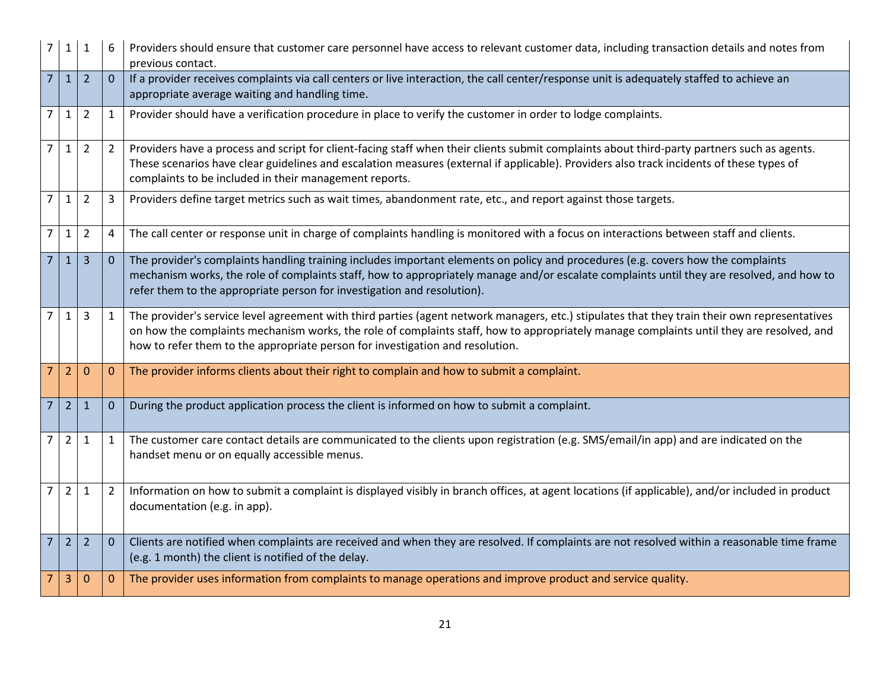| | | | | |
|---|---|---|---|---|
| 7 | 1 | 1 | 6 | Providers should ensure that customer care personnel have access to relevant customer data, including transaction details and notes from previous contact. |
| 7 | 1 | 2 | 0 | If a provider receives complaints via call centers or live interaction, the call center/response unit is adequately staffed to achieve an appropriate average waiting and handling time. |
| 7 | 1 | 2 | 1 | Provider should have a verification procedure in place to verify the customer in order to lodge complaints. |
| 7 | 1 | 2 | 2 | Providers have a process and script for client-facing staff when their clients submit complaints about third-party partners such as agents. These scenarios have clear guidelines and escalation measures (external if applicable). Providers also track incidents of these types of complaints to be included in their management reports. |
| 7 | 1 | 2 | 3 | Providers define target metrics such as wait times, abandonment rate, etc., and report against those targets. |
| 7 | 1 | 2 | 4 | The call center or response unit in charge of complaints handling is monitored with a focus on interactions between staff and clients. |
| 7 | 1 | 3 | 0 | The provider's complaints handling training includes important elements on policy and procedures (e.g. covers how the complaints mechanism works, the role of complaints staff, how to appropriately manage and/or escalate complaints until they are resolved, and how to refer them to the appropriate person for investigation and resolution). |
| 7 | 1 | 3 | 1 | The provider's service level agreement with third parties (agent network managers, etc.) stipulates that they train their own representatives on how the complaints mechanism works, the role of complaints staff, how to appropriately manage complaints until they are resolved, and how to refer them to the appropriate person for investigation and resolution. |
| 7 | 2 | 0 | 0 | The provider informs clients about their right to complain and how to submit a complaint. |
| 7 | 2 | 1 | 0 | During the product application process the client is informed on how to submit a complaint. |
| 7 | 2 | 1 | 1 | The customer care contact details are communicated to the clients upon registration (e.g. SMS/email/in app) and are indicated on the handset menu or on equally accessible menus. |
| 7 | 2 | 1 | 2 | Information on how to submit a complaint is displayed visibly in branch offices, at agent locations (if applicable), and/or included in product documentation (e.g. in app). |
| 7 | 2 | 2 | 0 | Clients are notified when complaints are received and when they are resolved. If complaints are not resolved within a reasonable time frame (e.g. 1 month) the client is notified of the delay. |
| 7 | 3 | 0 | 0 | The provider uses information from complaints to manage operations and improve product and service quality. |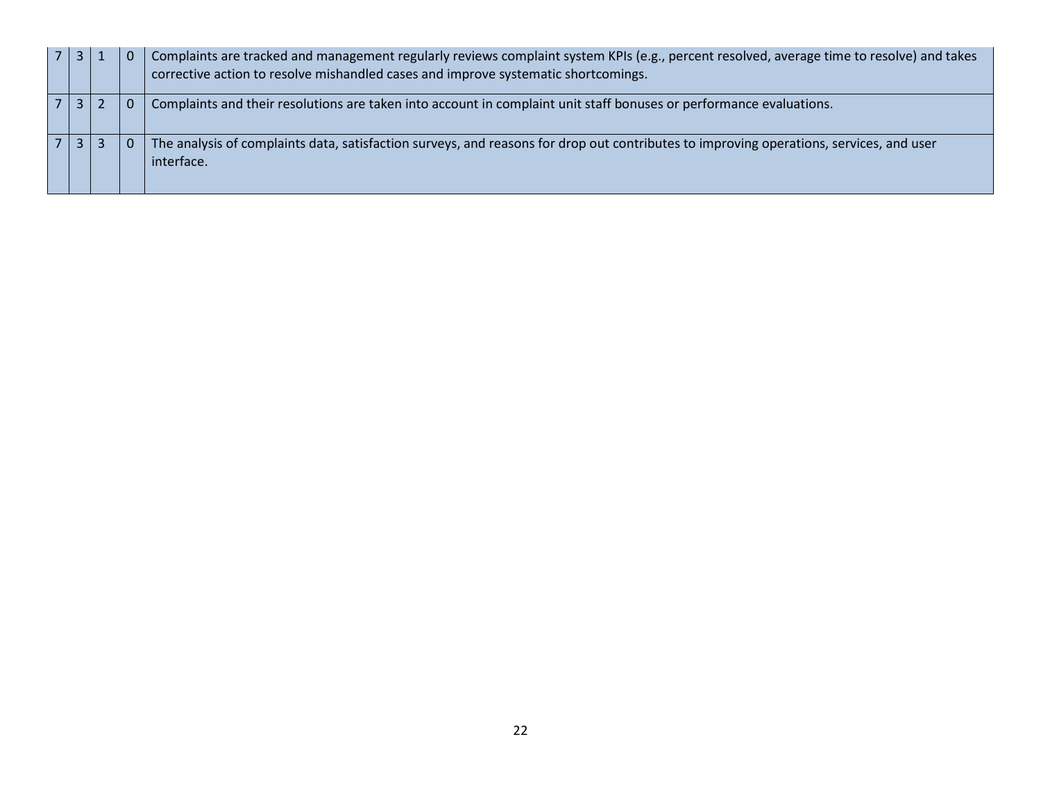| | | | | |
|---|---|---|---|---|
| 7 | 3 | 1 | 0 | Complaints are tracked and management regularly reviews complaint system KPIs (e.g., percent resolved, average time to resolve) and takes corrective action to resolve mishandled cases and improve systematic shortcomings. |
| 7 | 3 | 2 | 0 | Complaints and their resolutions are taken into account in complaint unit staff bonuses or performance evaluations. |
| 7 | 3 | 3 | 0 | The analysis of complaints data, satisfaction surveys, and reasons for drop out contributes to improving operations, services, and user interface. |